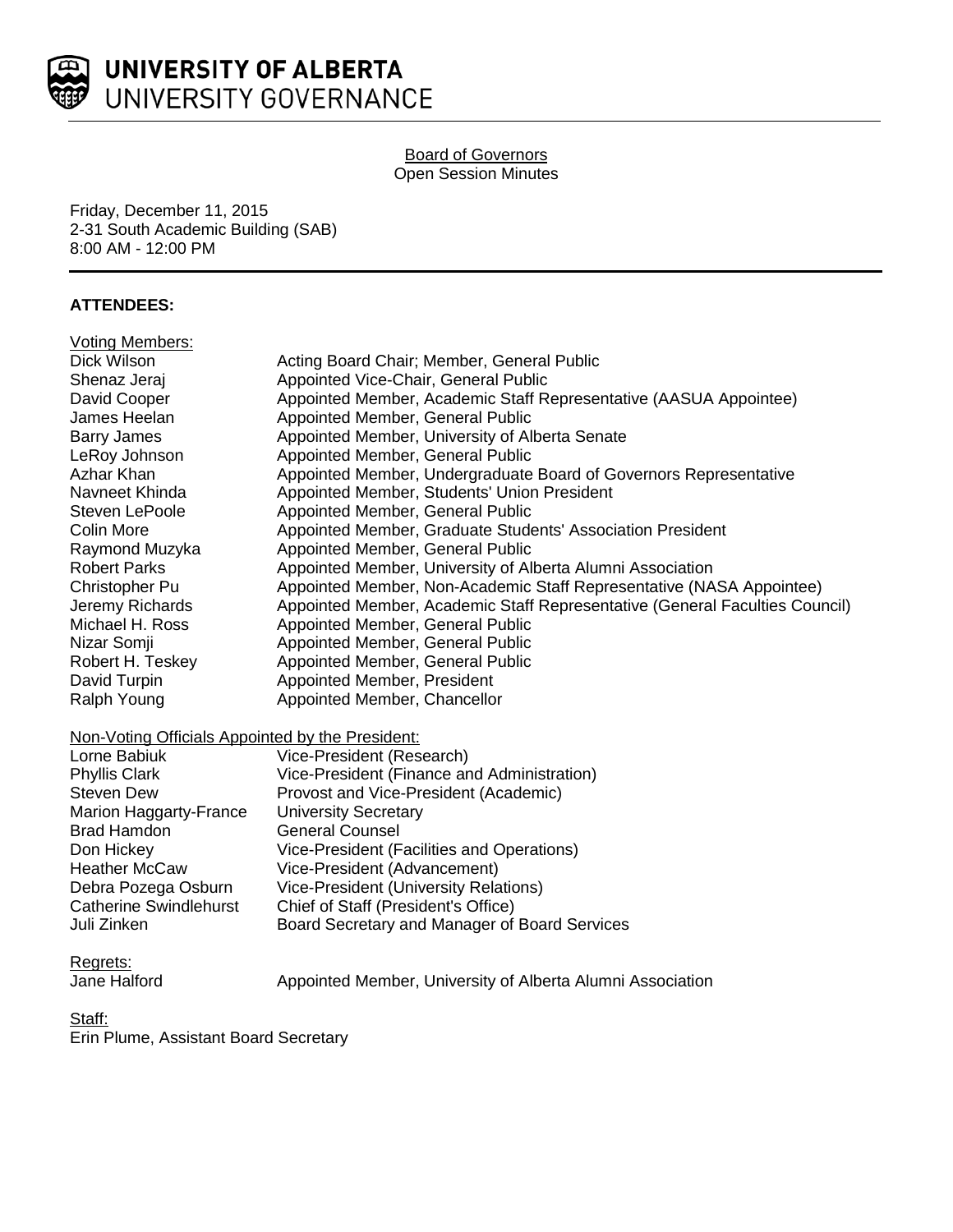# UNIVERSITY OF ALBERTA
## UNIVERSITY GOVERNANCE

Board of Governors
Open Session Minutes

Friday, December 11, 2015
2-31 South Academic Building (SAB)
8:00 AM - 12:00 PM

**ATTENDEES:**

Voting Members:

| | |
|---|---|
| Dick Wilson | Acting Board Chair; Member, General Public |
| Shenaz Jeraj | Appointed Vice-Chair, General Public |
| David Cooper | Appointed Member, Academic Staff Representative (AASUA Appointee) |
| James Heelan | Appointed Member, General Public |
| Barry James | Appointed Member, University of Alberta Senate |
| LeRoy Johnson | Appointed Member, General Public |
| Azhar Khan | Appointed Member, Undergraduate Board of Governors Representative |
| Navneet Khinda | Appointed Member, Students' Union President |
| Steven LePoole | Appointed Member, General Public |
| Colin More | Appointed Member, Graduate Students' Association President |
| Raymond Muzyka | Appointed Member, General Public |
| Robert Parks | Appointed Member, University of Alberta Alumni Association |
| Christopher Pu | Appointed Member, Non-Academic Staff Representative (NASA Appointee) |
| Jeremy Richards | Appointed Member, Academic Staff Representative (General Faculties Council) |
| Michael H. Ross | Appointed Member, General Public |
| Nizar Somji | Appointed Member, General Public |
| Robert H. Teskey | Appointed Member, General Public |
| David Turpin | Appointed Member, President |
| Ralph Young | Appointed Member, Chancellor |

Non-Voting Officials Appointed by the President:

| | |
|---|---|
| Lorne Babiuk | Vice-President (Research) |
| Phyllis Clark | Vice-President (Finance and Administration) |
| Steven Dew | Provost and Vice-President (Academic) |
| Marion Haggarty-France | University Secretary |
| Brad Hamdon | General Counsel |
| Don Hickey | Vice-President (Facilities and Operations) |
| Heather McCaw | Vice-President (Advancement) |
| Debra Pozega Osburn | Vice-President (University Relations) |
| Catherine Swindlehurst | Chief of Staff (President's Office) |
| Juli Zinken | Board Secretary and Manager of Board Services |

Regrets:

| | |
|---|---|
| Jane Halford | Appointed Member, University of Alberta Alumni Association |

Staff:
Erin Plume, Assistant Board Secretary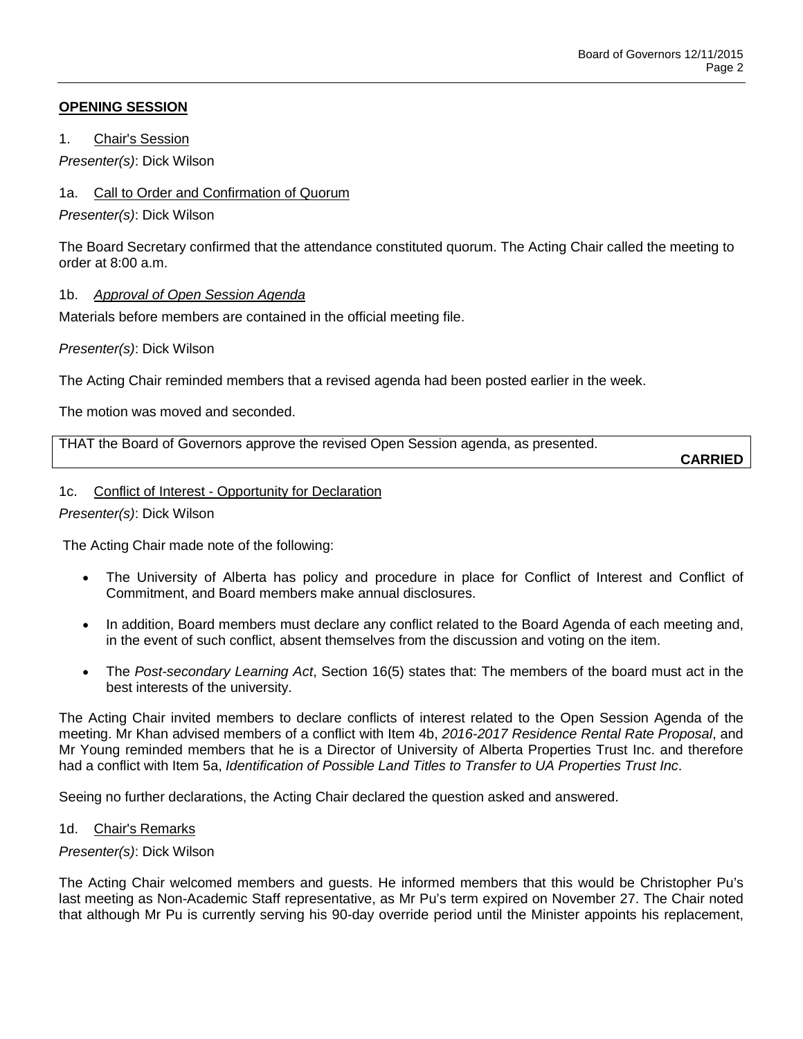## OPENING SESSION

1. Chair's Session

*Presenter(s)*: Dick Wilson

1a. Call to Order and Confirmation of Quorum

*Presenter(s)*: Dick Wilson

The Board Secretary confirmed that the attendance constituted quorum. The Acting Chair called the meeting to order at 8:00 a.m.

1b. *Approval of Open Session Agenda*

Materials before members are contained in the official meeting file.

*Presenter(s)*: Dick Wilson

The Acting Chair reminded members that a revised agenda had been posted earlier in the week.

The motion was moved and seconded.

THAT the Board of Governors approve the revised Open Session agenda, as presented.

**CARRIED**

1c. Conflict of Interest - Opportunity for Declaration

*Presenter(s)*: Dick Wilson

The Acting Chair made note of the following:

- The University of Alberta has policy and procedure in place for Conflict of Interest and Conflict of Commitment, and Board members make annual disclosures.
- In addition, Board members must declare any conflict related to the Board Agenda of each meeting and, in the event of such conflict, absent themselves from the discussion and voting on the item.
- The *Post-secondary Learning Act*, Section 16(5) states that: The members of the board must act in the best interests of the university.

The Acting Chair invited members to declare conflicts of interest related to the Open Session Agenda of the meeting. Mr Khan advised members of a conflict with Item 4b, *2016-2017 Residence Rental Rate Proposal*, and Mr Young reminded members that he is a Director of University of Alberta Properties Trust Inc. and therefore had a conflict with Item 5a, *Identification of Possible Land Titles to Transfer to UA Properties Trust Inc*.

Seeing no further declarations, the Acting Chair declared the question asked and answered.

1d. Chair's Remarks

*Presenter(s)*: Dick Wilson

The Acting Chair welcomed members and guests. He informed members that this would be Christopher Pu's last meeting as Non-Academic Staff representative, as Mr Pu's term expired on November 27. The Chair noted that although Mr Pu is currently serving his 90-day override period until the Minister appoints his replacement,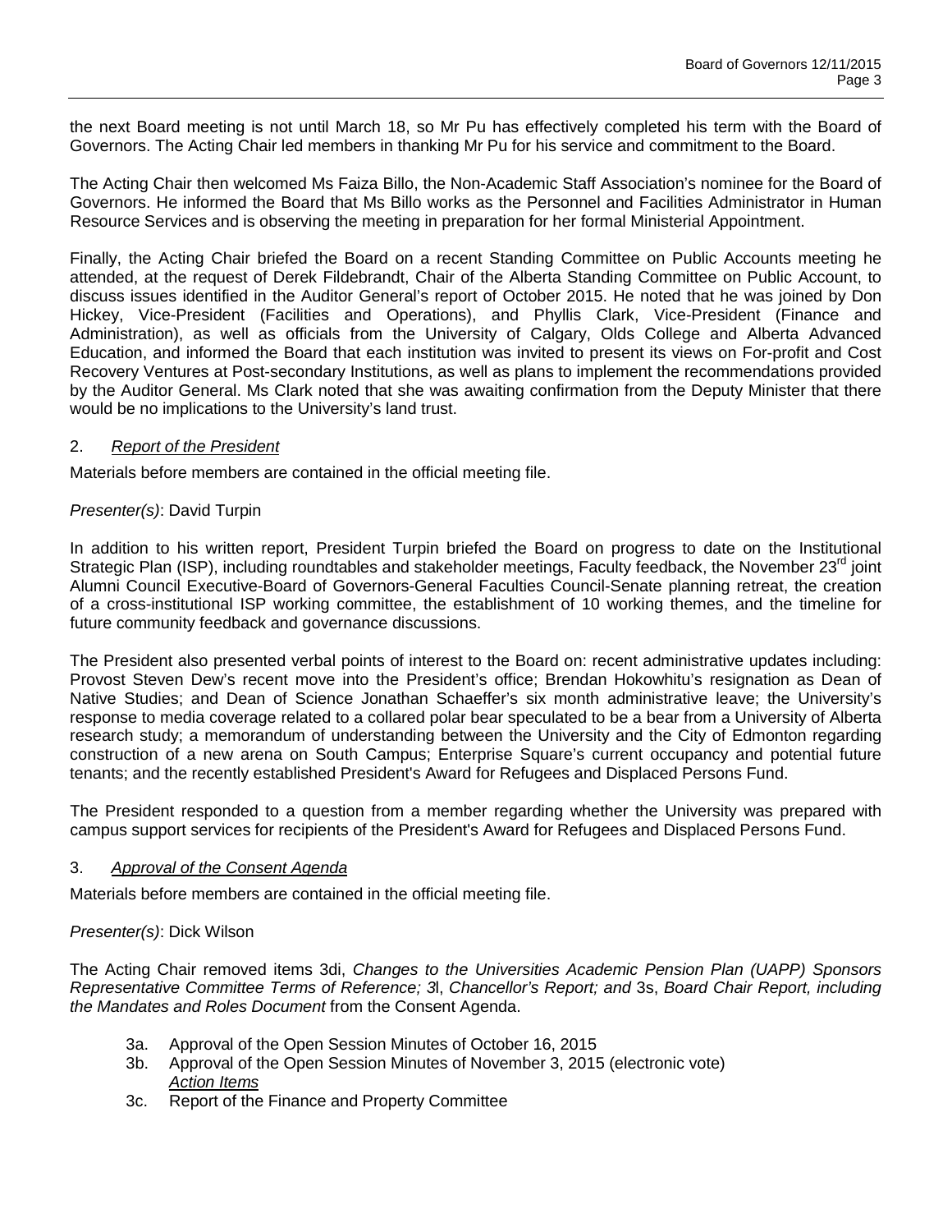the next Board meeting is not until March 18, so Mr Pu has effectively completed his term with the Board of Governors. The Acting Chair led members in thanking Mr Pu for his service and commitment to the Board.

The Acting Chair then welcomed Ms Faiza Billo, the Non-Academic Staff Association's nominee for the Board of Governors. He informed the Board that Ms Billo works as the Personnel and Facilities Administrator in Human Resource Services and is observing the meeting in preparation for her formal Ministerial Appointment.

Finally, the Acting Chair briefed the Board on a recent Standing Committee on Public Accounts meeting he attended, at the request of Derek Fildebrandt, Chair of the Alberta Standing Committee on Public Account, to discuss issues identified in the Auditor General's report of October 2015. He noted that he was joined by Don Hickey, Vice-President (Facilities and Operations), and Phyllis Clark, Vice-President (Finance and Administration), as well as officials from the University of Calgary, Olds College and Alberta Advanced Education, and informed the Board that each institution was invited to present its views on For-profit and Cost Recovery Ventures at Post-secondary Institutions, as well as plans to implement the recommendations provided by the Auditor General. Ms Clark noted that she was awaiting confirmation from the Deputy Minister that there would be no implications to the University's land trust.

2. *Report of the President*

Materials before members are contained in the official meeting file.

*Presenter(s)*: David Turpin

In addition to his written report, President Turpin briefed the Board on progress to date on the Institutional Strategic Plan (ISP), including roundtables and stakeholder meetings, Faculty feedback, the November 23rd joint Alumni Council Executive-Board of Governors-General Faculties Council-Senate planning retreat, the creation of a cross-institutional ISP working committee, the establishment of 10 working themes, and the timeline for future community feedback and governance discussions.

The President also presented verbal points of interest to the Board on: recent administrative updates including: Provost Steven Dew's recent move into the President's office; Brendan Hokowhitu's resignation as Dean of Native Studies; and Dean of Science Jonathan Schaeffer's six month administrative leave; the University's response to media coverage related to a collared polar bear speculated to be a bear from a University of Alberta research study; a memorandum of understanding between the University and the City of Edmonton regarding construction of a new arena on South Campus; Enterprise Square's current occupancy and potential future tenants; and the recently established President's Award for Refugees and Displaced Persons Fund.

The President responded to a question from a member regarding whether the University was prepared with campus support services for recipients of the President's Award for Refugees and Displaced Persons Fund.

3. *Approval of the Consent Agenda*

Materials before members are contained in the official meeting file.

*Presenter(s)*: Dick Wilson

The Acting Chair removed items 3di, *Changes to the Universities Academic Pension Plan (UAPP) Sponsors Representative Committee Terms of Reference; 3*l, *Chancellor's Report; and* 3s, *Board Chair Report, including the Mandates and Roles Document* from the Consent Agenda.

- 3a. Approval of the Open Session Minutes of October 16, 2015
- 3b. Approval of the Open Session Minutes of November 3, 2015 (electronic vote)

  *Action Items*
- 3c. Report of the Finance and Property Committee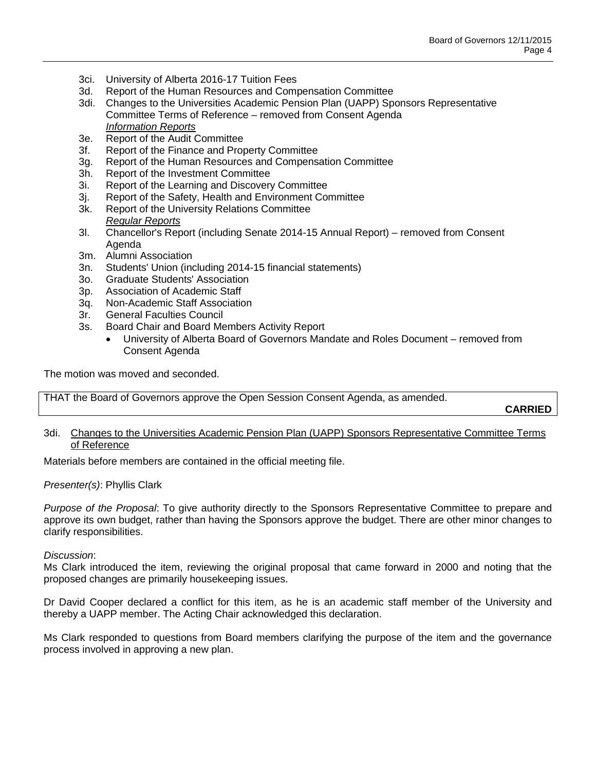3ci. University of Alberta 2016-17 Tuition Fees
3d. Report of the Human Resources and Compensation Committee
3di. Changes to the Universities Academic Pension Plan (UAPP) Sponsors Representative Committee Terms of Reference – removed from Consent Agenda
*Information Reports*
3e. Report of the Audit Committee
3f. Report of the Finance and Property Committee
3g. Report of the Human Resources and Compensation Committee
3h. Report of the Investment Committee
3i. Report of the Learning and Discovery Committee
3j. Report of the Safety, Health and Environment Committee
3k. Report of the University Relations Committee
*Regular Reports*
3l. Chancellor's Report (including Senate 2014-15 Annual Report) – removed from Consent Agenda
3m. Alumni Association
3n. Students' Union (including 2014-15 financial statements)
3o. Graduate Students' Association
3p. Association of Academic Staff
3q. Non-Academic Staff Association
3r. General Faculties Council
3s. Board Chair and Board Members Activity Report
- University of Alberta Board of Governors Mandate and Roles Document – removed from Consent Agenda

The motion was moved and seconded.

THAT the Board of Governors approve the Open Session Consent Agenda, as amended.

**CARRIED**

3di. Changes to the Universities Academic Pension Plan (UAPP) Sponsors Representative Committee Terms of Reference

Materials before members are contained in the official meeting file.

*Presenter(s)*: Phyllis Clark

*Purpose of the Proposal*: To give authority directly to the Sponsors Representative Committee to prepare and approve its own budget, rather than having the Sponsors approve the budget. There are other minor changes to clarify responsibilities.

*Discussion*:
Ms Clark introduced the item, reviewing the original proposal that came forward in 2000 and noting that the proposed changes are primarily housekeeping issues.

Dr David Cooper declared a conflict for this item, as he is an academic staff member of the University and thereby a UAPP member. The Acting Chair acknowledged this declaration.

Ms Clark responded to questions from Board members clarifying the purpose of the item and the governance process involved in approving a new plan.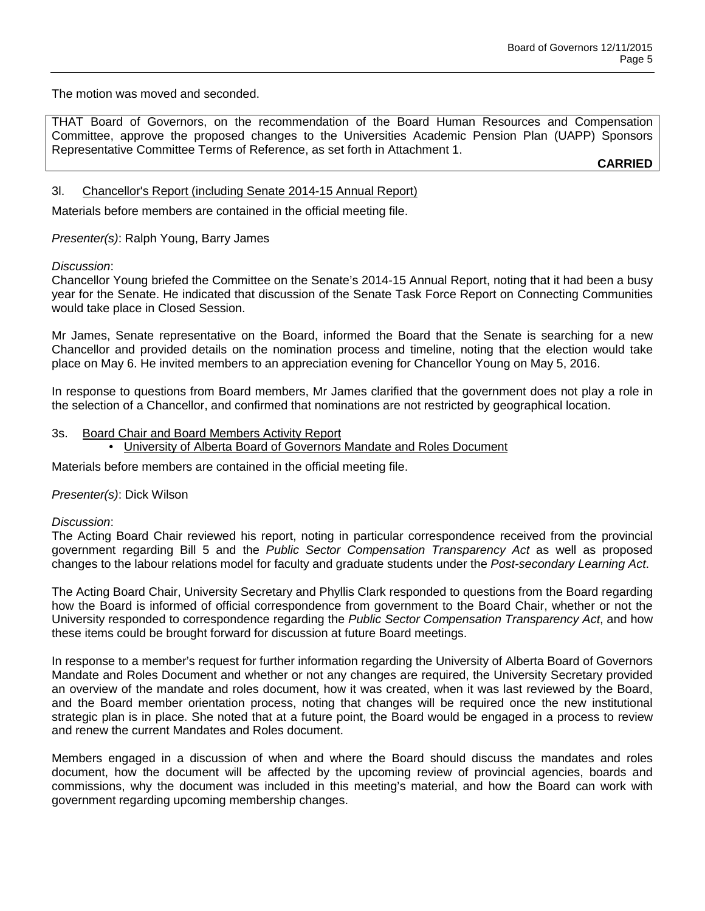The motion was moved and seconded.

THAT Board of Governors, on the recommendation of the Board Human Resources and Compensation Committee, approve the proposed changes to the Universities Academic Pension Plan (UAPP) Sponsors Representative Committee Terms of Reference, as set forth in Attachment 1.

**CARRIED**

3l. Chancellor's Report (including Senate 2014-15 Annual Report)

Materials before members are contained in the official meeting file.

*Presenter(s)*: Ralph Young, Barry James

*Discussion*:
Chancellor Young briefed the Committee on the Senate's 2014-15 Annual Report, noting that it had been a busy year for the Senate. He indicated that discussion of the Senate Task Force Report on Connecting Communities would take place in Closed Session.

Mr James, Senate representative on the Board, informed the Board that the Senate is searching for a new Chancellor and provided details on the nomination process and timeline, noting that the election would take place on May 6. He invited members to an appreciation evening for Chancellor Young on May 5, 2016.

In response to questions from Board members, Mr James clarified that the government does not play a role in the selection of a Chancellor, and confirmed that nominations are not restricted by geographical location.

3s. Board Chair and Board Members Activity Report
- University of Alberta Board of Governors Mandate and Roles Document

Materials before members are contained in the official meeting file.

*Presenter(s)*: Dick Wilson

*Discussion*:
The Acting Board Chair reviewed his report, noting in particular correspondence received from the provincial government regarding Bill 5 and the *Public Sector Compensation Transparency Act* as well as proposed changes to the labour relations model for faculty and graduate students under the *Post-secondary Learning Act*.

The Acting Board Chair, University Secretary and Phyllis Clark responded to questions from the Board regarding how the Board is informed of official correspondence from government to the Board Chair, whether or not the University responded to correspondence regarding the *Public Sector Compensation Transparency Act*, and how these items could be brought forward for discussion at future Board meetings.

In response to a member's request for further information regarding the University of Alberta Board of Governors Mandate and Roles Document and whether or not any changes are required, the University Secretary provided an overview of the mandate and roles document, how it was created, when it was last reviewed by the Board, and the Board member orientation process, noting that changes will be required once the new institutional strategic plan is in place. She noted that at a future point, the Board would be engaged in a process to review and renew the current Mandates and Roles document.

Members engaged in a discussion of when and where the Board should discuss the mandates and roles document, how the document will be affected by the upcoming review of provincial agencies, boards and commissions, why the document was included in this meeting's material, and how the Board can work with government regarding upcoming membership changes.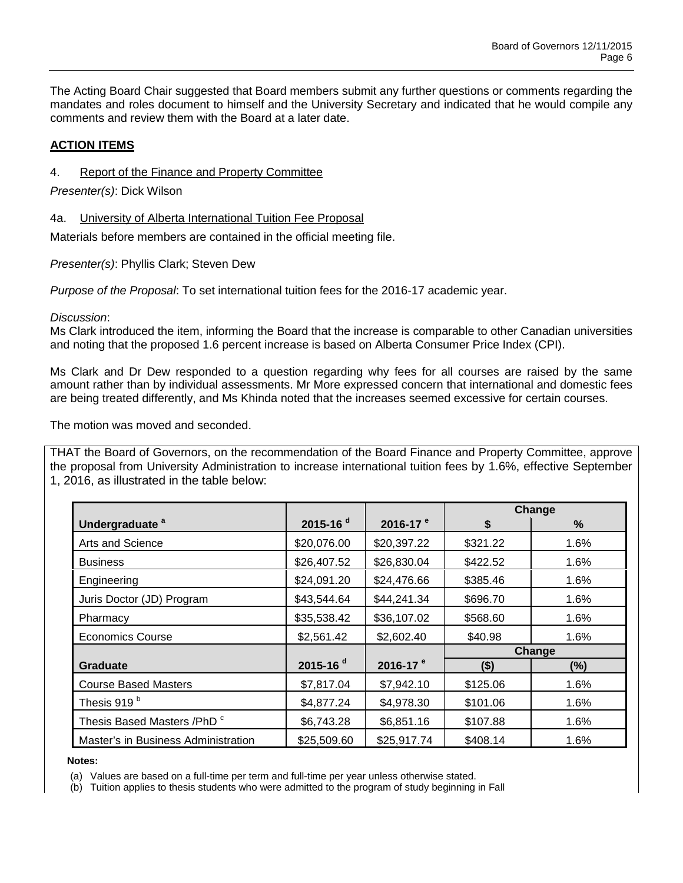The Acting Board Chair suggested that Board members submit any further questions or comments regarding the mandates and roles document to himself and the University Secretary and indicated that he would compile any comments and review them with the Board at a later date.

## ACTION ITEMS

4. Report of the Finance and Property Committee

*Presenter(s)*: Dick Wilson

4a. University of Alberta International Tuition Fee Proposal

Materials before members are contained in the official meeting file.

*Presenter(s)*: Phyllis Clark; Steven Dew

*Purpose of the Proposal*: To set international tuition fees for the 2016-17 academic year.

*Discussion*:
Ms Clark introduced the item, informing the Board that the increase is comparable to other Canadian universities and noting that the proposed 1.6 percent increase is based on Alberta Consumer Price Index (CPI).

Ms Clark and Dr Dew responded to a question regarding why fees for all courses are raised by the same amount rather than by individual assessments. Mr More expressed concern that international and domestic fees are being treated differently, and Ms Khinda noted that the increases seemed excessive for certain courses.

The motion was moved and seconded.

THAT the Board of Governors, on the recommendation of the Board Finance and Property Committee, approve the proposal from University Administration to increase international tuition fees by 1.6%, effective September 1, 2016, as illustrated in the table below:

| | | | Change | |
|---|---|---|---|---|
| **Undergraduate** [a] | **2015-16** [d] | **2016-17** [e] | **$** | **%** |
| Arts and Science | $20,076.00 | $20,397.22 | $321.22 | 1.6% |
| Business | $26,407.52 | $26,830.04 | $422.52 | 1.6% |
| Engineering | $24,091.20 | $24,476.66 | $385.46 | 1.6% |
| Juris Doctor (JD) Program | $43,544.64 | $44,241.34 | $696.70 | 1.6% |
| Pharmacy | $35,538.42 | $36,107.02 | $568.60 | 1.6% |
| Economics Course | $2,561.42 | $2,602.40 | $40.98 | 1.6% |
| | | | **Change** | |
| **Graduate** | **2015-16** [d] | **2016-17** [e] | **($)** | **(%)** |
| Course Based Masters | $7,817.04 | $7,942.10 | $125.06 | 1.6% |
| Thesis 919 [b] | $4,877.24 | $4,978.30 | $101.06 | 1.6% |
| Thesis Based Masters /PhD [c] | $6,743.28 | $6,851.16 | $107.88 | 1.6% |
| Master's in Business Administration | $25,509.60 | $25,917.74 | $408.14 | 1.6% |

**Notes:**

(a) Values are based on a full-time per term and full-time per year unless otherwise stated.
(b) Tuition applies to thesis students who were admitted to the program of study beginning in Fall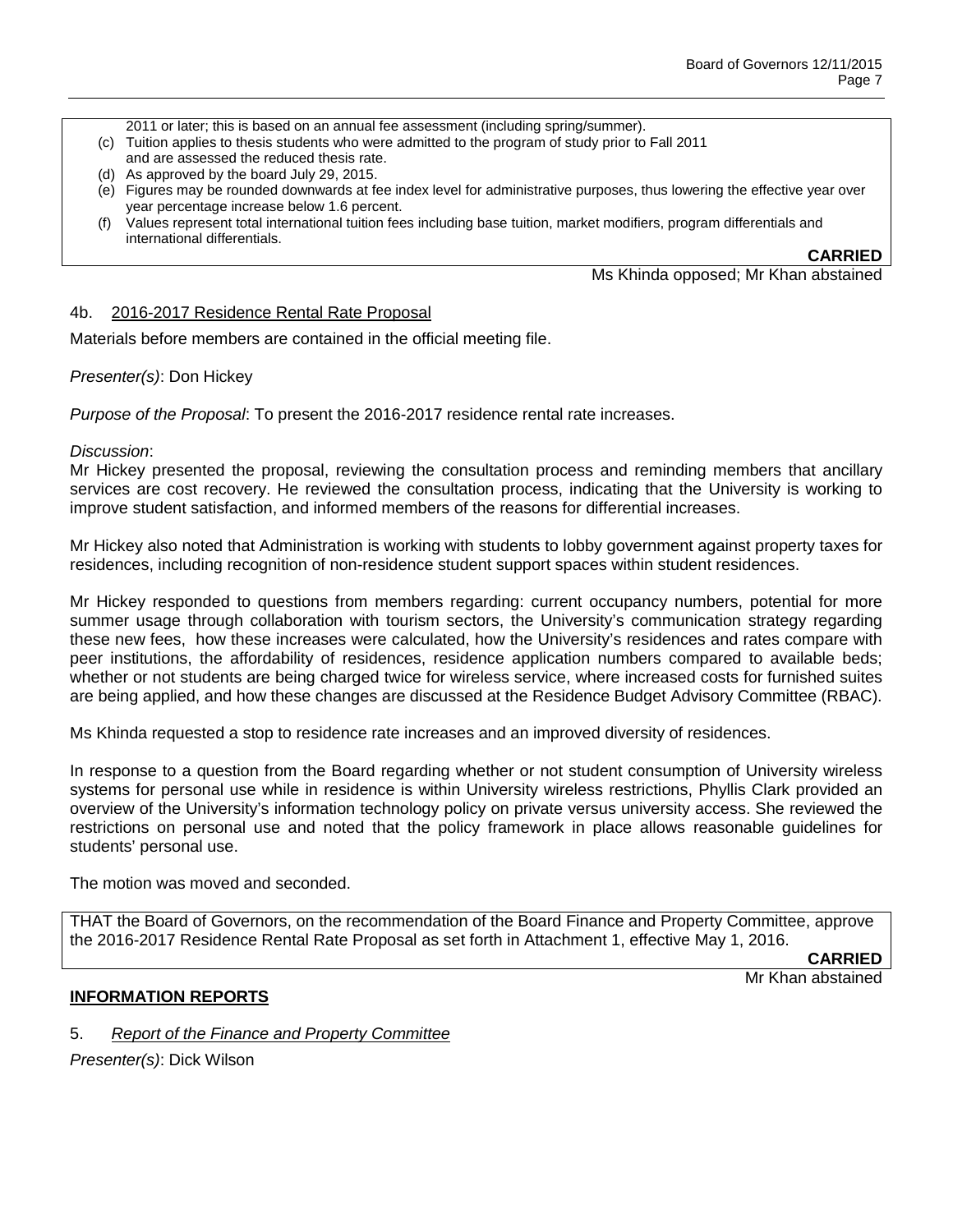2011 or later; this is based on an annual fee assessment (including spring/summer).

(c) Tuition applies to thesis students who were admitted to the program of study prior to Fall 2011 and are assessed the reduced thesis rate.

(d) As approved by the board July 29, 2015.

(e) Figures may be rounded downwards at fee index level for administrative purposes, thus lowering the effective year over year percentage increase below 1.6 percent.

(f) Values represent total international tuition fees including base tuition, market modifiers, program differentials and international differentials.

**CARRIED**

Ms Khinda opposed; Mr Khan abstained

4b. 2016-2017 Residence Rental Rate Proposal

Materials before members are contained in the official meeting file.

*Presenter(s)*: Don Hickey

*Purpose of the Proposal*: To present the 2016-2017 residence rental rate increases.

*Discussion*:

Mr Hickey presented the proposal, reviewing the consultation process and reminding members that ancillary services are cost recovery. He reviewed the consultation process, indicating that the University is working to improve student satisfaction, and informed members of the reasons for differential increases.

Mr Hickey also noted that Administration is working with students to lobby government against property taxes for residences, including recognition of non-residence student support spaces within student residences.

Mr Hickey responded to questions from members regarding: current occupancy numbers, potential for more summer usage through collaboration with tourism sectors, the University's communication strategy regarding these new fees, how these increases were calculated, how the University's residences and rates compare with peer institutions, the affordability of residences, residence application numbers compared to available beds; whether or not students are being charged twice for wireless service, where increased costs for furnished suites are being applied, and how these changes are discussed at the Residence Budget Advisory Committee (RBAC).

Ms Khinda requested a stop to residence rate increases and an improved diversity of residences.

In response to a question from the Board regarding whether or not student consumption of University wireless systems for personal use while in residence is within University wireless restrictions, Phyllis Clark provided an overview of the University's information technology policy on private versus university access. She reviewed the restrictions on personal use and noted that the policy framework in place allows reasonable guidelines for students' personal use.

The motion was moved and seconded.

THAT the Board of Governors, on the recommendation of the Board Finance and Property Committee, approve the 2016-2017 Residence Rental Rate Proposal as set forth in Attachment 1, effective May 1, 2016.

**CARRIED**

Mr Khan abstained

**INFORMATION REPORTS**

5. *Report of the Finance and Property Committee*

*Presenter(s)*: Dick Wilson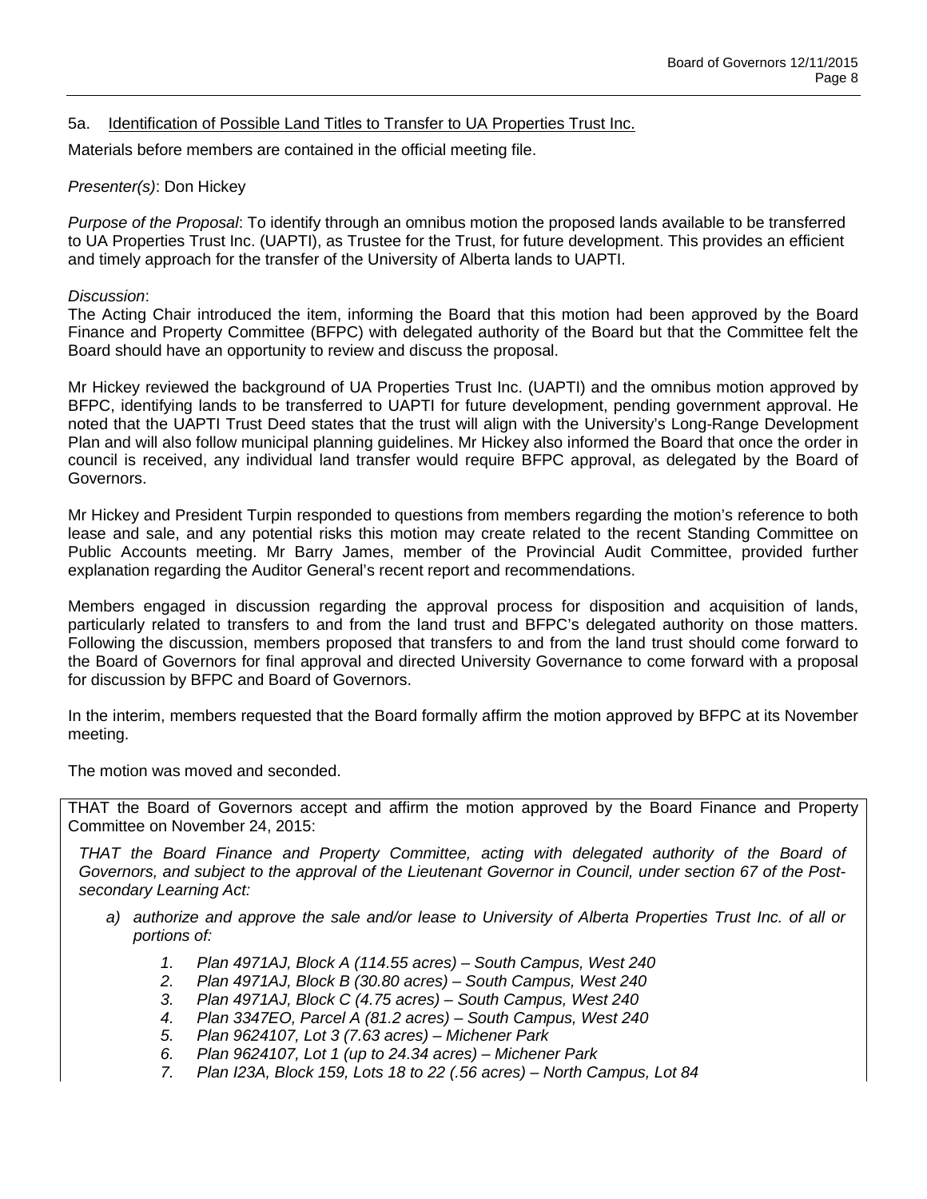## 5a. Identification of Possible Land Titles to Transfer to UA Properties Trust Inc.

Materials before members are contained in the official meeting file.

*Presenter(s)*: Don Hickey

*Purpose of the Proposal*: To identify through an omnibus motion the proposed lands available to be transferred to UA Properties Trust Inc. (UAPTI), as Trustee for the Trust, for future development. This provides an efficient and timely approach for the transfer of the University of Alberta lands to UAPTI.

*Discussion*:

The Acting Chair introduced the item, informing the Board that this motion had been approved by the Board Finance and Property Committee (BFPC) with delegated authority of the Board but that the Committee felt the Board should have an opportunity to review and discuss the proposal.

Mr Hickey reviewed the background of UA Properties Trust Inc. (UAPTI) and the omnibus motion approved by BFPC, identifying lands to be transferred to UAPTI for future development, pending government approval. He noted that the UAPTI Trust Deed states that the trust will align with the University's Long-Range Development Plan and will also follow municipal planning guidelines. Mr Hickey also informed the Board that once the order in council is received, any individual land transfer would require BFPC approval, as delegated by the Board of Governors.

Mr Hickey and President Turpin responded to questions from members regarding the motion's reference to both lease and sale, and any potential risks this motion may create related to the recent Standing Committee on Public Accounts meeting. Mr Barry James, member of the Provincial Audit Committee, provided further explanation regarding the Auditor General's recent report and recommendations.

Members engaged in discussion regarding the approval process for disposition and acquisition of lands, particularly related to transfers to and from the land trust and BFPC's delegated authority on those matters. Following the discussion, members proposed that transfers to and from the land trust should come forward to the Board of Governors for final approval and directed University Governance to come forward with a proposal for discussion by BFPC and Board of Governors.

In the interim, members requested that the Board formally affirm the motion approved by BFPC at its November meeting.

The motion was moved and seconded.

THAT the Board of Governors accept and affirm the motion approved by the Board Finance and Property Committee on November 24, 2015:

*THAT the Board Finance and Property Committee, acting with delegated authority of the Board of Governors, and subject to the approval of the Lieutenant Governor in Council, under section 67 of the Post-secondary Learning Act:*

*a) authorize and approve the sale and/or lease to University of Alberta Properties Trust Inc. of all or portions of:*

1. *Plan 4971AJ, Block A (114.55 acres) – South Campus, West 240*
2. *Plan 4971AJ, Block B (30.80 acres) – South Campus, West 240*
3. *Plan 4971AJ, Block C (4.75 acres) – South Campus, West 240*
4. *Plan 3347EO, Parcel A (81.2 acres) – South Campus, West 240*
5. *Plan 9624107, Lot 3 (7.63 acres) – Michener Park*
6. *Plan 9624107, Lot 1 (up to 24.34 acres) – Michener Park*
7. *Plan I23A, Block 159, Lots 18 to 22 (.56 acres) – North Campus, Lot 84*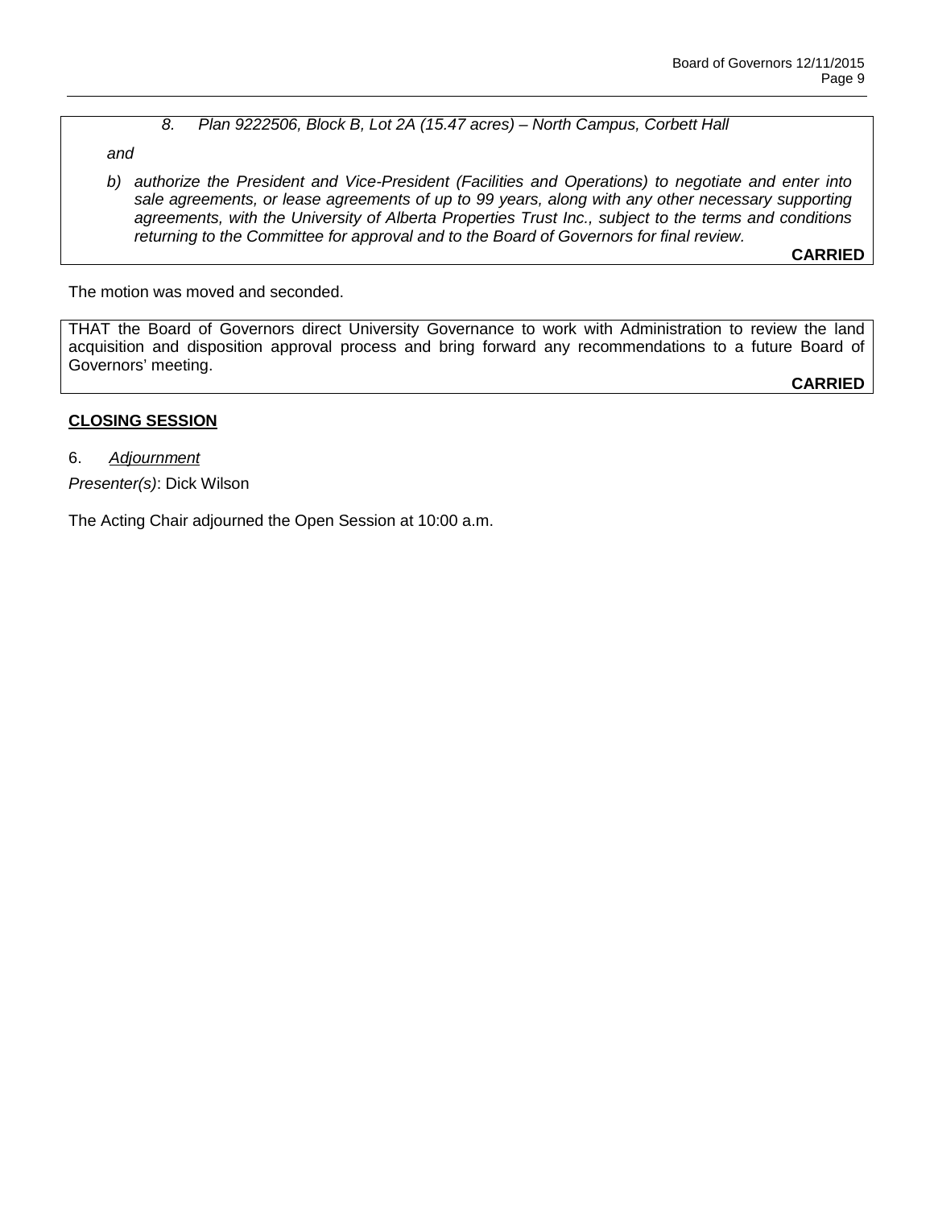*8. Plan 9222506, Block B, Lot 2A (15.47 acres) – North Campus, Corbett Hall*

*and*

*b) authorize the President and Vice-President (Facilities and Operations) to negotiate and enter into sale agreements, or lease agreements of up to 99 years, along with any other necessary supporting agreements, with the University of Alberta Properties Trust Inc., subject to the terms and conditions returning to the Committee for approval and to the Board of Governors for final review.*

**CARRIED**

The motion was moved and seconded.

THAT the Board of Governors direct University Governance to work with Administration to review the land acquisition and disposition approval process and bring forward any recommendations to a future Board of Governors' meeting.

**CARRIED**

**CLOSING SESSION**

6. *Adjournment*

*Presenter(s)*: Dick Wilson

The Acting Chair adjourned the Open Session at 10:00 a.m.